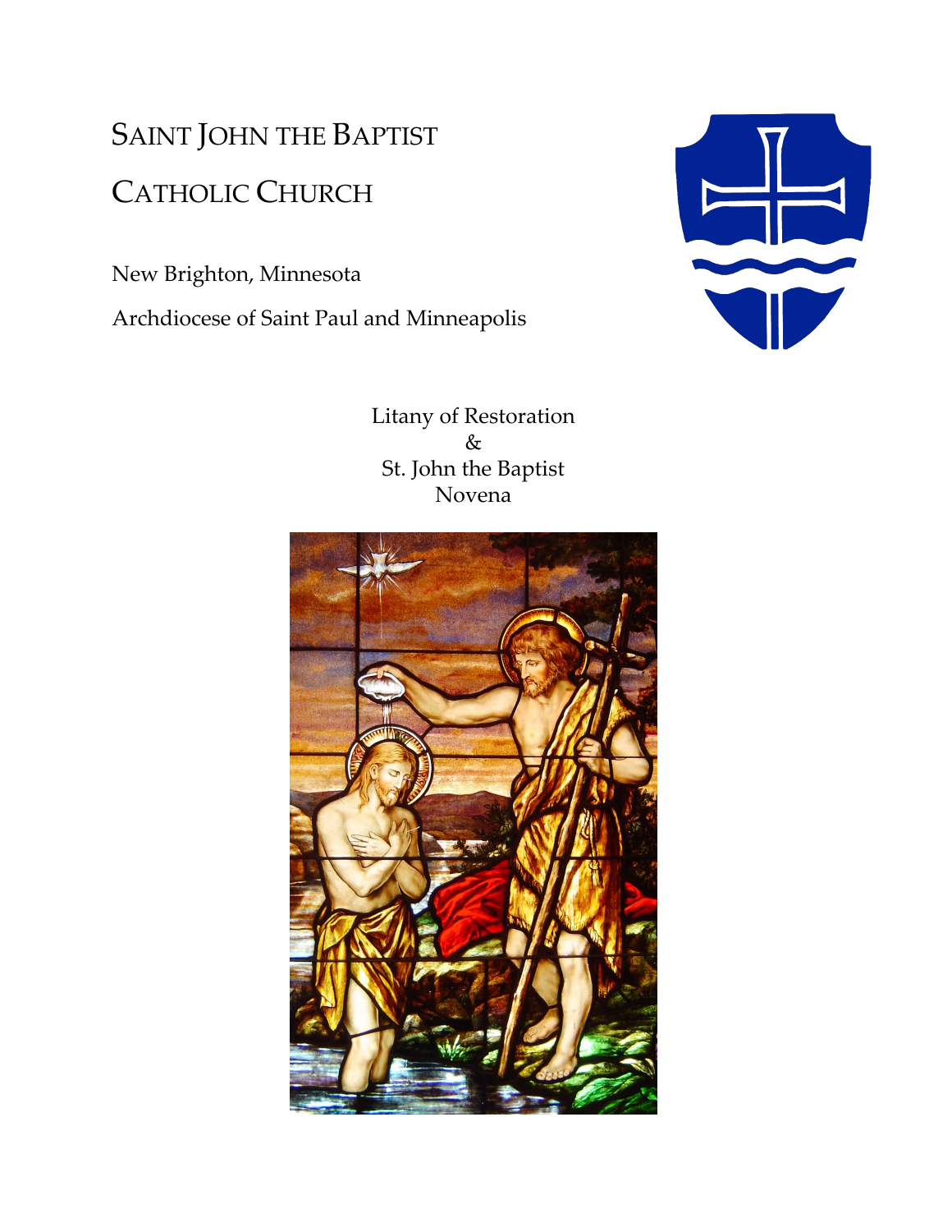# Saint John the Baptist Catholic Church

New Brighton, Minnesota

Archdiocese of Saint Paul and Minneapolis

## Litany of Restoration & St. John the Baptist Novena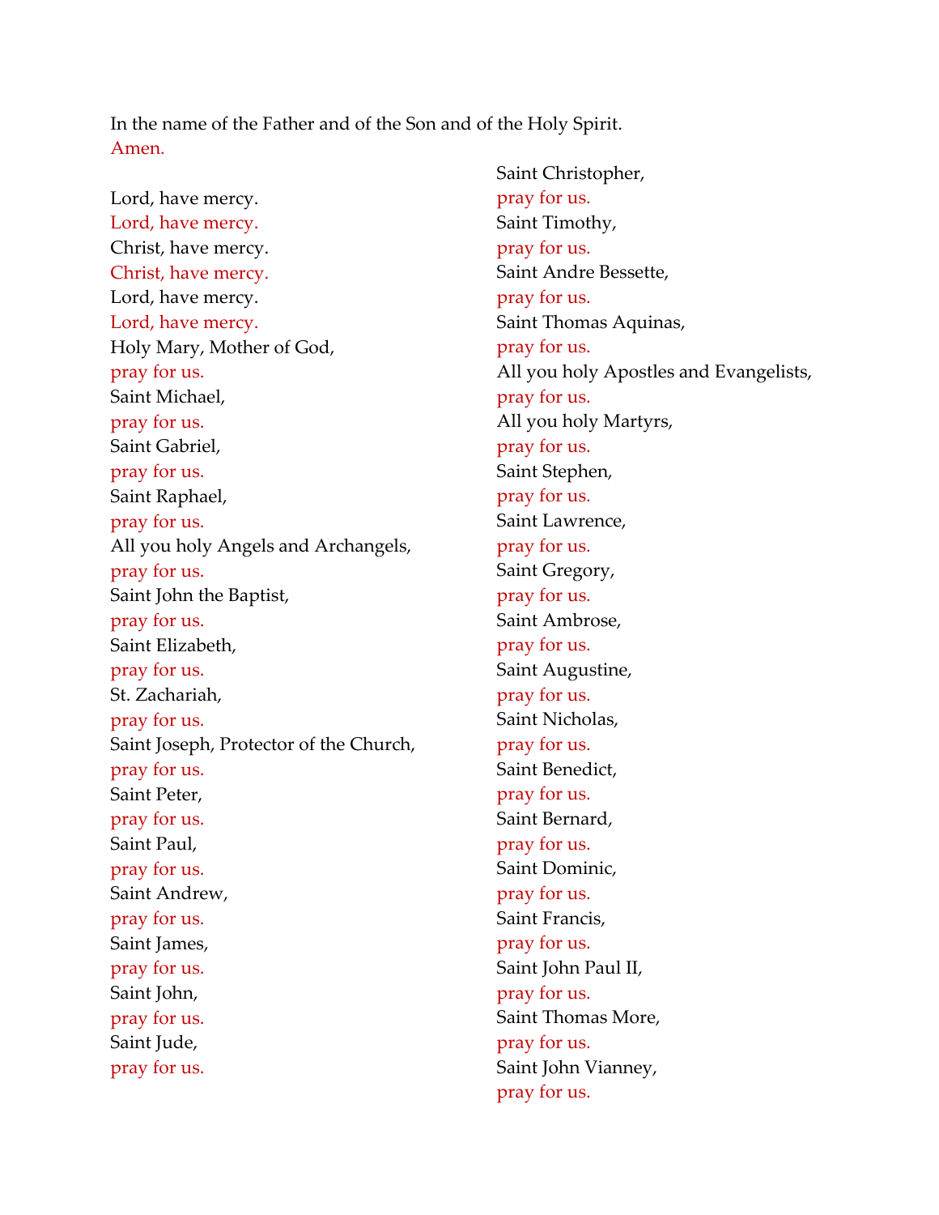In the name of the Father and of the Son and of the Holy Spirit.
Amen.

Lord, have mercy.
Lord, have mercy.
Christ, have mercy.
Christ, have mercy.
Lord, have mercy.
Lord, have mercy.
Holy Mary, Mother of God,
pray for us.
Saint Michael,
pray for us.
Saint Gabriel,
pray for us.
Saint Raphael,
pray for us.
All you holy Angels and Archangels,
pray for us.
Saint John the Baptist,
pray for us.
Saint Elizabeth,
pray for us.
St. Zachariah,
pray for us.
Saint Joseph, Protector of the Church,
pray for us.
Saint Peter,
pray for us.
Saint Paul,
pray for us.
Saint Andrew,
pray for us.
Saint James,
pray for us.
Saint John,
pray for us.
Saint Jude,
pray for us.
Saint Christopher,
pray for us.
Saint Timothy,
pray for us.
Saint Andre Bessette,
pray for us.
Saint Thomas Aquinas,
pray for us.
All you holy Apostles and Evangelists,
pray for us.
All you holy Martyrs,
pray for us.
Saint Stephen,
pray for us.
Saint Lawrence,
pray for us.
Saint Gregory,
pray for us.
Saint Ambrose,
pray for us.
Saint Augustine,
pray for us.
Saint Nicholas,
pray for us.
Saint Benedict,
pray for us.
Saint Bernard,
pray for us.
Saint Dominic,
pray for us.
Saint Francis,
pray for us.
Saint John Paul II,
pray for us.
Saint Thomas More,
pray for us.
Saint John Vianney,
pray for us.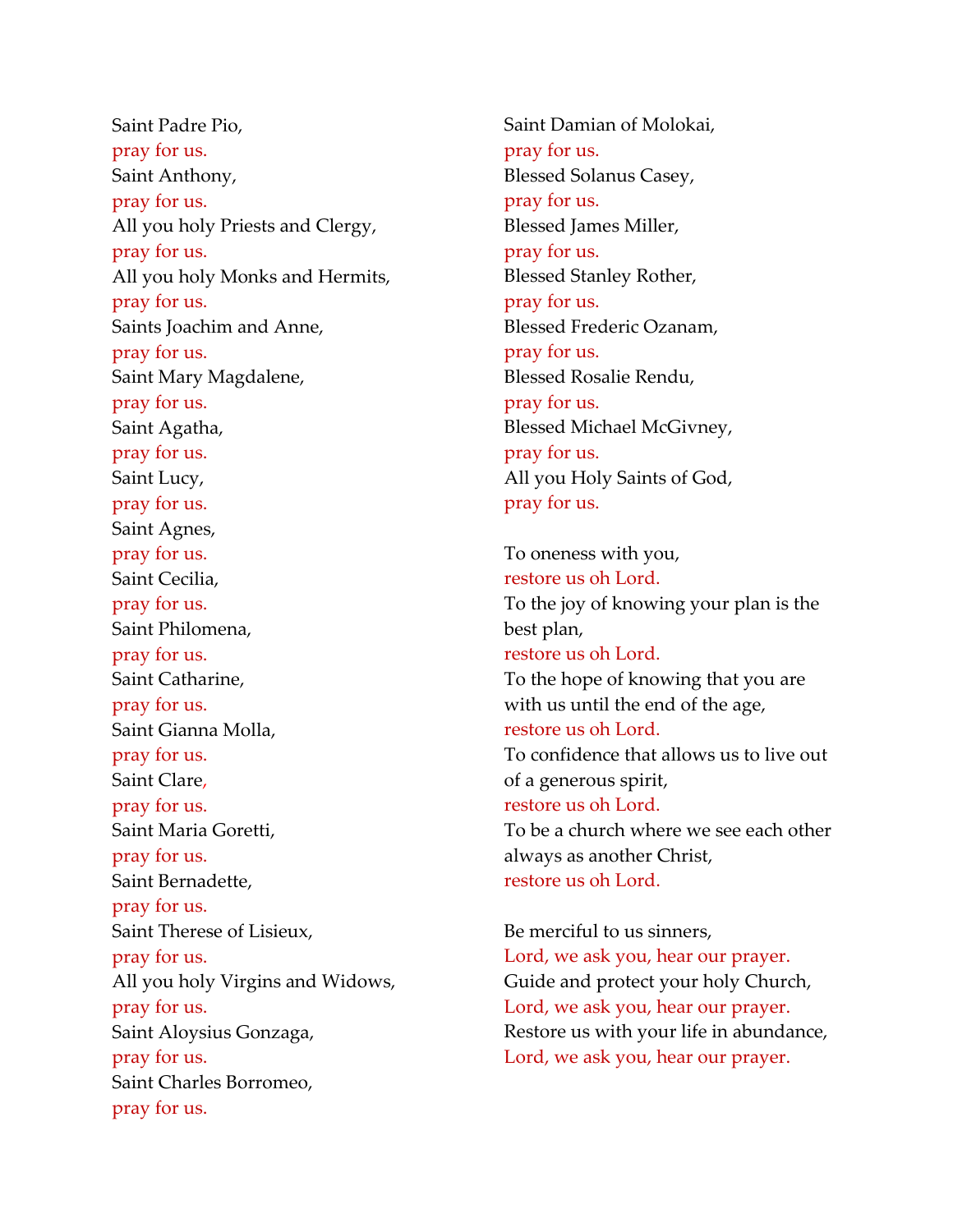Saint Padre Pio,
pray for us.
Saint Anthony,
pray for us.
All you holy Priests and Clergy,
pray for us.
All you holy Monks and Hermits,
pray for us.
Saints Joachim and Anne,
pray for us.
Saint Mary Magdalene,
pray for us.
Saint Agatha,
pray for us.
Saint Lucy,
pray for us.
Saint Agnes,
pray for us.
Saint Cecilia,
pray for us.
Saint Philomena,
pray for us.
Saint Catharine,
pray for us.
Saint Gianna Molla,
pray for us.
Saint Clare,
pray for us.
Saint Maria Goretti,
pray for us.
Saint Bernadette,
pray for us.
Saint Therese of Lisieux,
pray for us.
All you holy Virgins and Widows,
pray for us.
Saint Aloysius Gonzaga,
pray for us.
Saint Charles Borromeo,
pray for us.
Saint Damian of Molokai,
pray for us.
Blessed Solanus Casey,
pray for us.
Blessed James Miller,
pray for us.
Blessed Stanley Rother,
pray for us.
Blessed Frederic Ozanam,
pray for us.
Blessed Rosalie Rendu,
pray for us.
Blessed Michael McGivney,
pray for us.
All you Holy Saints of God,
pray for us.

To oneness with you,
restore us oh Lord.
To the joy of knowing your plan is the best plan,
restore us oh Lord.
To the hope of knowing that you are with us until the end of the age,
restore us oh Lord.
To confidence that allows us to live out of a generous spirit,
restore us oh Lord.
To be a church where we see each other always as another Christ,
restore us oh Lord.

Be merciful to us sinners,
Lord, we ask you, hear our prayer.
Guide and protect your holy Church,
Lord, we ask you, hear our prayer.
Restore us with your life in abundance,
Lord, we ask you, hear our prayer.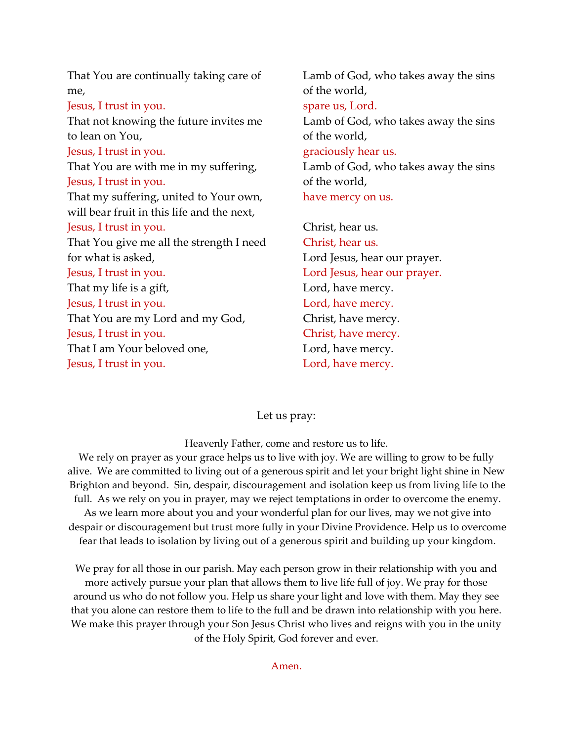That You are continually taking care of me,
Jesus, I trust in you.
That not knowing the future invites me to lean on You,
Jesus, I trust in you.
That You are with me in my suffering,
Jesus, I trust in you.
That my suffering, united to Your own, will bear fruit in this life and the next,
Jesus, I trust in you.
That You give me all the strength I need for what is asked,
Jesus, I trust in you.
That my life is a gift,
Jesus, I trust in you.
That You are my Lord and my God,
Jesus, I trust in you.
That I am Your beloved one,
Jesus, I trust in you.

Lamb of God, who takes away the sins of the world,
spare us, Lord.
Lamb of God, who takes away the sins of the world,
graciously hear us.
Lamb of God, who takes away the sins of the world,
have mercy on us.

Christ, hear us.
Christ, hear us.
Lord Jesus, hear our prayer.
Lord Jesus, hear our prayer.
Lord, have mercy.
Lord, have mercy.
Christ, have mercy.
Christ, have mercy.
Lord, have mercy.
Lord, have mercy.

Let us pray:

Heavenly Father, come and restore us to life.
We rely on prayer as your grace helps us to live with joy. We are willing to grow to be fully alive. We are committed to living out of a generous spirit and let your bright light shine in New Brighton and beyond. Sin, despair, discouragement and isolation keep us from living life to the full. As we rely on you in prayer, may we reject temptations in order to overcome the enemy. As we learn more about you and your wonderful plan for our lives, may we not give into despair or discouragement but trust more fully in your Divine Providence. Help us to overcome fear that leads to isolation by living out of a generous spirit and building up your kingdom.

We pray for all those in our parish. May each person grow in their relationship with you and more actively pursue your plan that allows them to live life full of joy. We pray for those around us who do not follow you. Help us share your light and love with them. May they see that you alone can restore them to life to the full and be drawn into relationship with you here. We make this prayer through your Son Jesus Christ who lives and reigns with you in the unity of the Holy Spirit, God forever and ever.

Amen.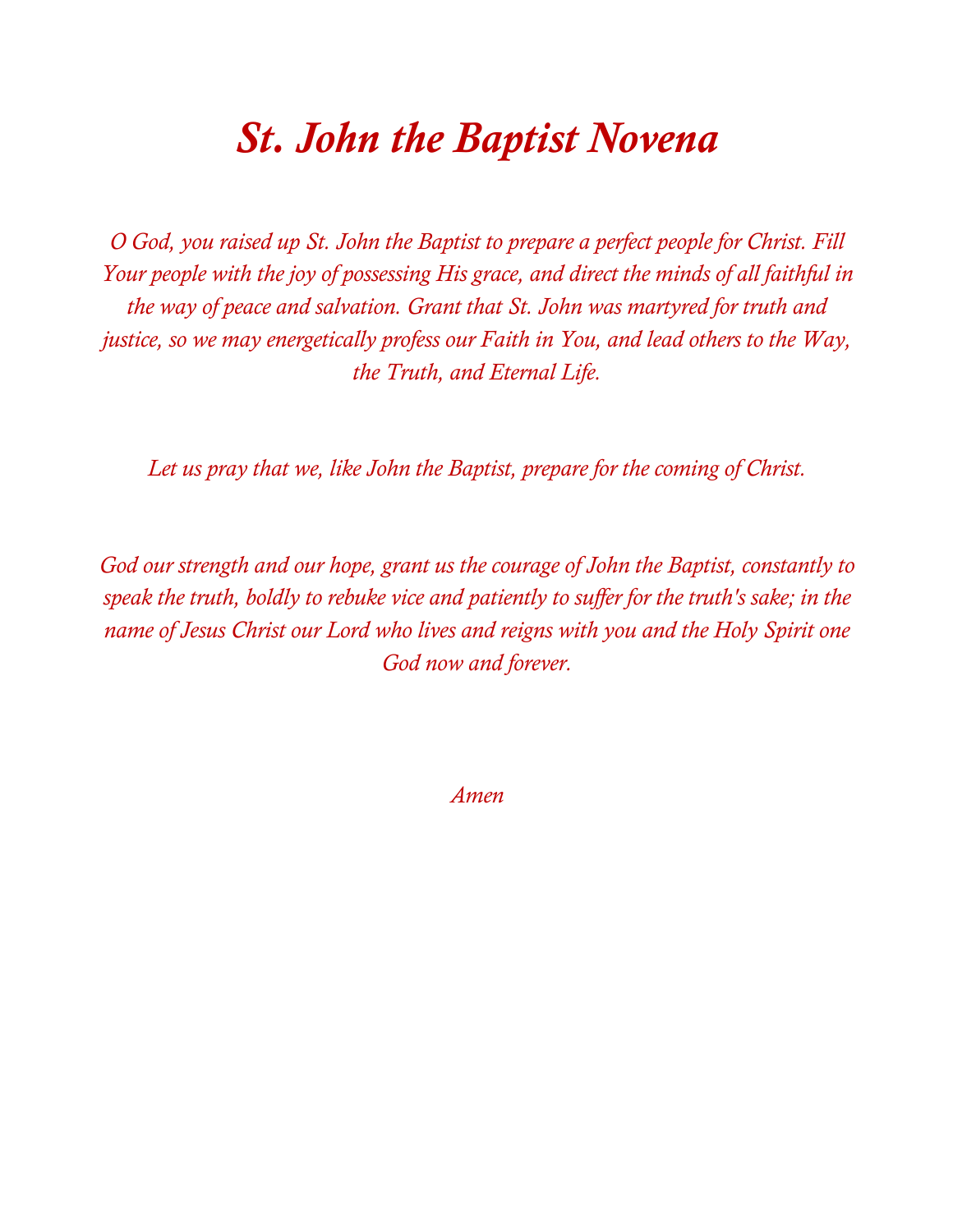# *St. John the Baptist Novena*

*O God, you raised up St. John the Baptist to prepare a perfect people for Christ. Fill Your people with the joy of possessing His grace, and direct the minds of all faithful in the way of peace and salvation. Grant that St. John was martyred for truth and justice, so we may energetically profess our Faith in You, and lead others to the Way, the Truth, and Eternal Life.*

*Let us pray that we, like John the Baptist, prepare for the coming of Christ.*

*God our strength and our hope, grant us the courage of John the Baptist, constantly to speak the truth, boldly to rebuke vice and patiently to suffer for the truth's sake; in the name of Jesus Christ our Lord who lives and reigns with you and the Holy Spirit one God now and forever.*

*Amen*